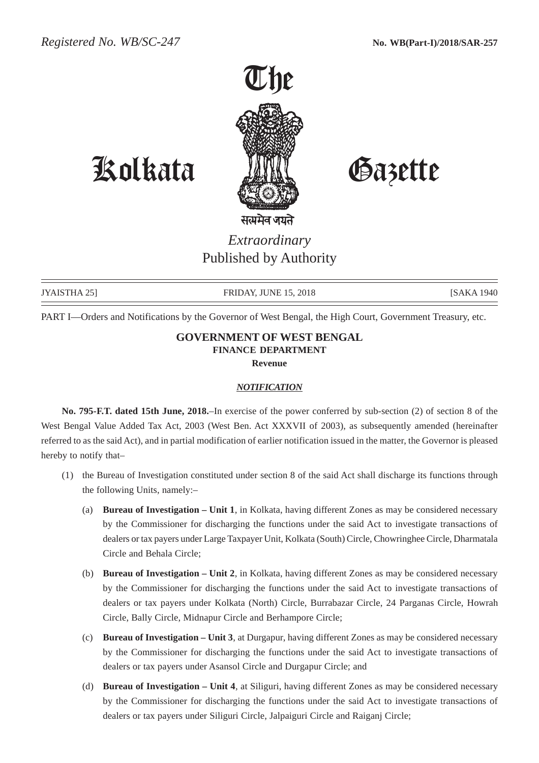*Registered No. WB/SC-247* **No. WB(Part-I)/2018/SAR-257**

# The Kolkata Gazette

सत्यमेव जयते

*Extraordinary*
Published by Authority

JYAISTHA 25] FRIDAY, JUNE 15, 2018 [SAKA 1940

PART I—Orders and Notifications by the Governor of West Bengal, the High Court, Government Treasury, etc.

## GOVERNMENT OF WEST BENGAL
### FINANCE DEPARTMENT
**Revenue**

***NOTIFICATION***

**No. 795-F.T. dated 15th June, 2018.**–In exercise of the power conferred by sub-section (2) of section 8 of the West Bengal Value Added Tax Act, 2003 (West Ben. Act XXXVII of 2003), as subsequently amended (hereinafter referred to as the said Act), and in partial modification of earlier notification issued in the matter, the Governor is pleased hereby to notify that–

(1) the Bureau of Investigation constituted under section 8 of the said Act shall discharge its functions through the following Units, namely:–

(a) **Bureau of Investigation – Unit 1**, in Kolkata, having different Zones as may be considered necessary by the Commissioner for discharging the functions under the said Act to investigate transactions of dealers or tax payers under Large Taxpayer Unit, Kolkata (South) Circle, Chowringhee Circle, Dharmatala Circle and Behala Circle;

(b) **Bureau of Investigation – Unit 2**, in Kolkata, having different Zones as may be considered necessary by the Commissioner for discharging the functions under the said Act to investigate transactions of dealers or tax payers under Kolkata (North) Circle, Burrabazar Circle, 24 Parganas Circle, Howrah Circle, Bally Circle, Midnapur Circle and Berhampore Circle;

(c) **Bureau of Investigation – Unit 3**, at Durgapur, having different Zones as may be considered necessary by the Commissioner for discharging the functions under the said Act to investigate transactions of dealers or tax payers under Asansol Circle and Durgapur Circle; and

(d) **Bureau of Investigation – Unit 4**, at Siliguri, having different Zones as may be considered necessary by the Commissioner for discharging the functions under the said Act to investigate transactions of dealers or tax payers under Siliguri Circle, Jalpaiguri Circle and Raiganj Circle;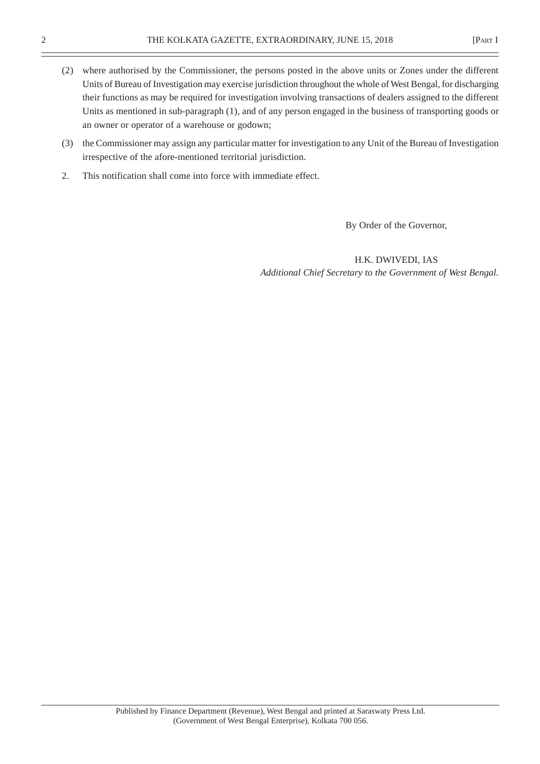(2) where authorised by the Commissioner, the persons posted in the above units or Zones under the different Units of Bureau of Investigation may exercise jurisdiction throughout the whole of West Bengal, for discharging their functions as may be required for investigation involving transactions of dealers assigned to the different Units as mentioned in sub-paragraph (1), and of any person engaged in the business of transporting goods or an owner or operator of a warehouse or godown;

(3) the Commissioner may assign any particular matter for investigation to any Unit of the Bureau of Investigation irrespective of the afore-mentioned territorial jurisdiction.

2. This notification shall come into force with immediate effect.

By Order of the Governor,

H.K. DWIVEDI, IAS
*Additional Chief Secretary to the Government of West Bengal.*

Published by Finance Department (Revenue), West Bengal and printed at Saraswaty Press Ltd. (Government of West Bengal Enterprise), Kolkata 700 056.